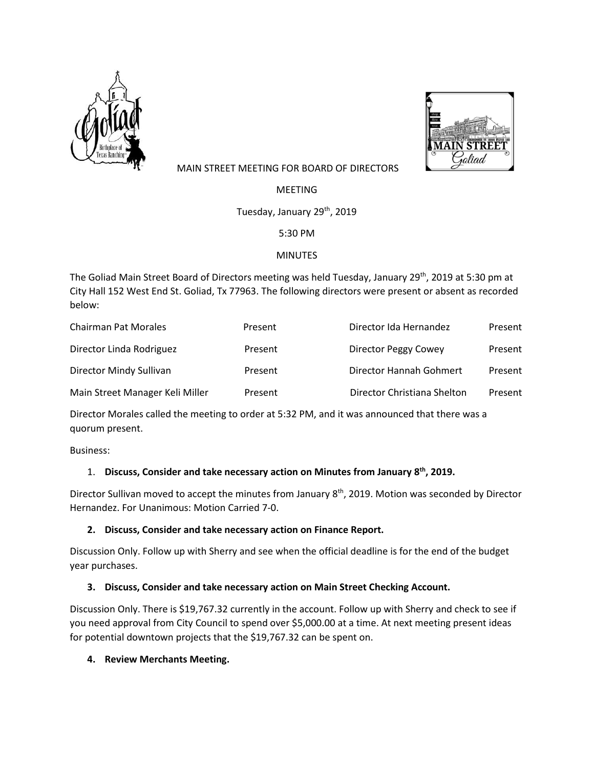MAIN STREET MEETING FOR BOARD OF DIRECTORS

MEETING

Tuesday, January 29th, 2019

5:30 PM

MINUTES

The Goliad Main Street Board of Directors meeting was held Tuesday, January 29th, 2019 at 5:30 pm at City Hall 152 West End St. Goliad, Tx 77963. The following directors were present or absent as recorded below:

| | | | |
|---|---|---|---|
| Chairman Pat Morales | Present | Director Ida Hernandez | Present |
| Director Linda Rodriguez | Present | Director Peggy Cowey | Present |
| Director Mindy Sullivan | Present | Director Hannah Gohmert | Present |
| Main Street Manager Keli Miller | Present | Director Christiana Shelton | Present |

Director Morales called the meeting to order at 5:32 PM, and it was announced that there was a quorum present.

Business:

1. **Discuss, Consider and take necessary action on Minutes from January 8th, 2019.**

Director Sullivan moved to accept the minutes from January 8th, 2019. Motion was seconded by Director Hernandez. For Unanimous: Motion Carried 7-0.

2. **Discuss, Consider and take necessary action on Finance Report.**

Discussion Only. Follow up with Sherry and see when the official deadline is for the end of the budget year purchases.

3. **Discuss, Consider and take necessary action on Main Street Checking Account.**

Discussion Only. There is $19,767.32 currently in the account. Follow up with Sherry and check to see if you need approval from City Council to spend over $5,000.00 at a time. At next meeting present ideas for potential downtown projects that the $19,767.32 can be spent on.

4. **Review Merchants Meeting.**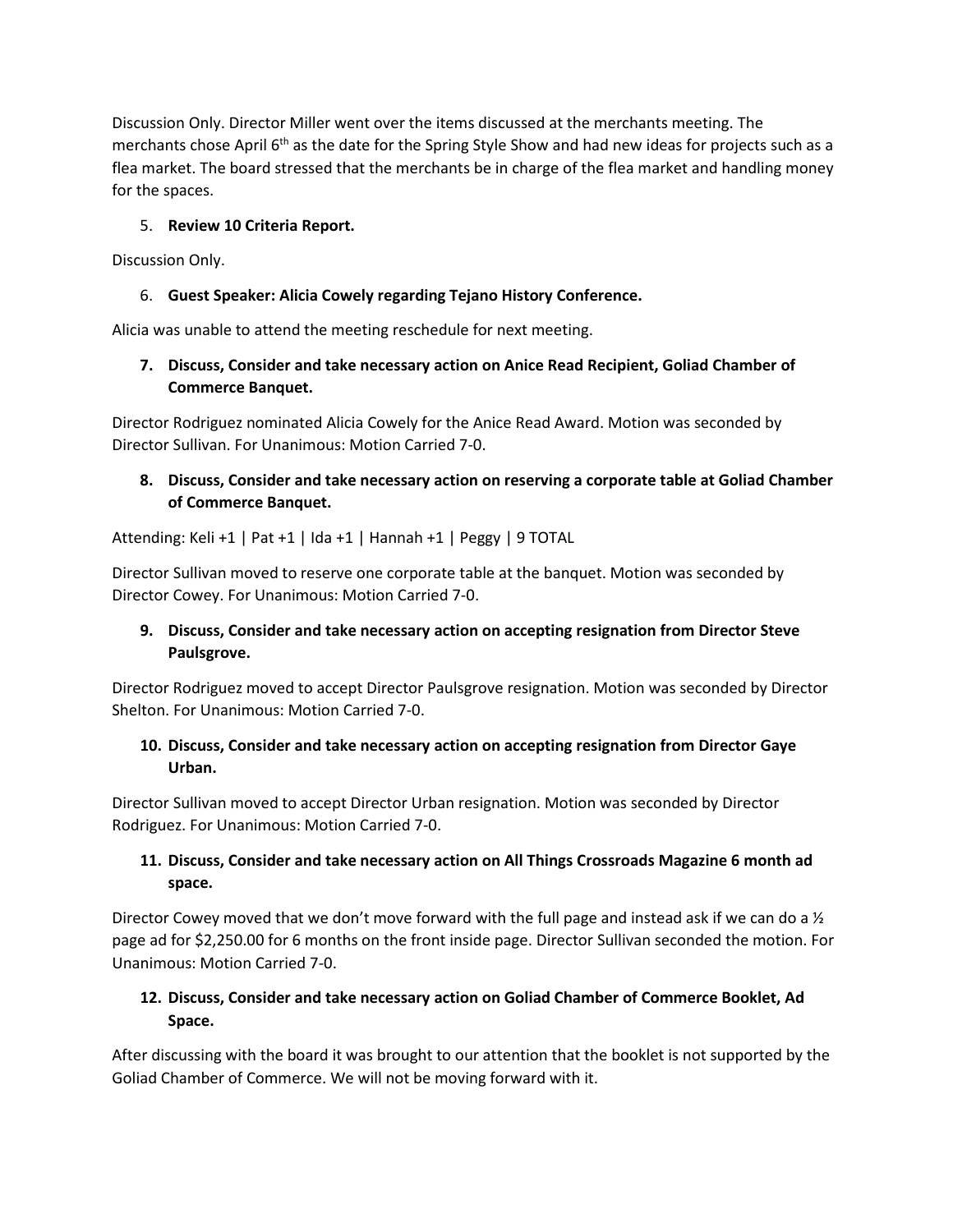Discussion Only. Director Miller went over the items discussed at the merchants meeting. The merchants chose April 6th as the date for the Spring Style Show and had new ideas for projects such as a flea market. The board stressed that the merchants be in charge of the flea market and handling money for the spaces.

5. **Review 10 Criteria Report.**

Discussion Only.

6. **Guest Speaker: Alicia Cowely regarding Tejano History Conference.**

Alicia was unable to attend the meeting reschedule for next meeting.

7. **Discuss, Consider and take necessary action on Anice Read Recipient, Goliad Chamber of Commerce Banquet.**

Director Rodriguez nominated Alicia Cowely for the Anice Read Award. Motion was seconded by Director Sullivan. For Unanimous: Motion Carried 7-0.

8. **Discuss, Consider and take necessary action on reserving a corporate table at Goliad Chamber of Commerce Banquet.**

Attending: Keli +1 | Pat +1 | Ida +1 | Hannah +1 | Peggy | 9 TOTAL

Director Sullivan moved to reserve one corporate table at the banquet. Motion was seconded by Director Cowey. For Unanimous: Motion Carried 7-0.

9. **Discuss, Consider and take necessary action on accepting resignation from Director Steve Paulsgrove.**

Director Rodriguez moved to accept Director Paulsgrove resignation. Motion was seconded by Director Shelton. For Unanimous: Motion Carried 7-0.

10. **Discuss, Consider and take necessary action on accepting resignation from Director Gaye Urban.**

Director Sullivan moved to accept Director Urban resignation. Motion was seconded by Director Rodriguez. For Unanimous: Motion Carried 7-0.

11. **Discuss, Consider and take necessary action on All Things Crossroads Magazine 6 month ad space.**

Director Cowey moved that we don't move forward with the full page and instead ask if we can do a ½ page ad for $2,250.00 for 6 months on the front inside page. Director Sullivan seconded the motion. For Unanimous: Motion Carried 7-0.

12. **Discuss, Consider and take necessary action on Goliad Chamber of Commerce Booklet, Ad Space.**

After discussing with the board it was brought to our attention that the booklet is not supported by the Goliad Chamber of Commerce. We will not be moving forward with it.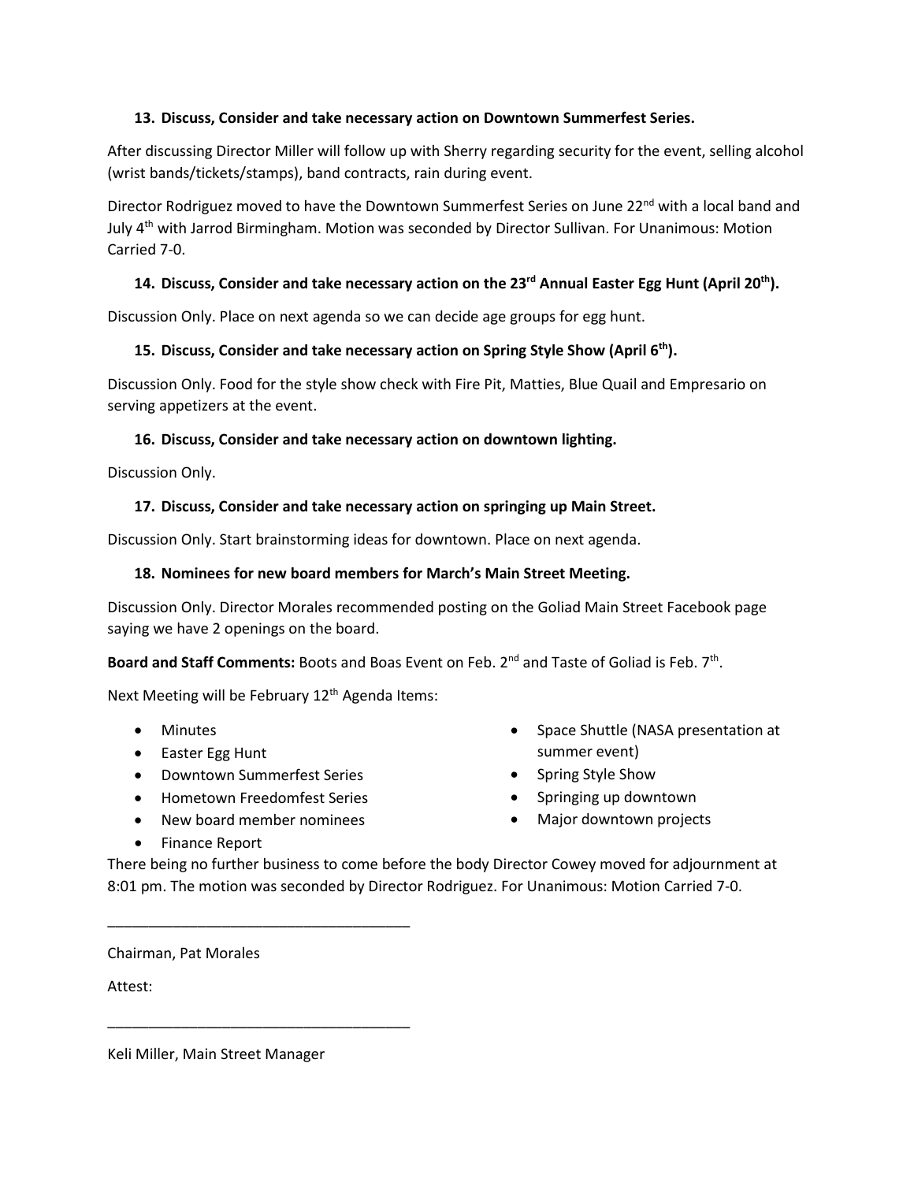**13. Discuss, Consider and take necessary action on Downtown Summerfest Series.**

After discussing Director Miller will follow up with Sherry regarding security for the event, selling alcohol (wrist bands/tickets/stamps), band contracts, rain during event.

Director Rodriguez moved to have the Downtown Summerfest Series on June 22nd with a local band and July 4th with Jarrod Birmingham. Motion was seconded by Director Sullivan. For Unanimous: Motion Carried 7-0.

**14. Discuss, Consider and take necessary action on the 23rd Annual Easter Egg Hunt (April 20th).**

Discussion Only. Place on next agenda so we can decide age groups for egg hunt.

**15. Discuss, Consider and take necessary action on Spring Style Show (April 6th).**

Discussion Only. Food for the style show check with Fire Pit, Matties, Blue Quail and Empresario on serving appetizers at the event.

**16. Discuss, Consider and take necessary action on downtown lighting.**

Discussion Only.

**17. Discuss, Consider and take necessary action on springing up Main Street.**

Discussion Only. Start brainstorming ideas for downtown. Place on next agenda.

**18. Nominees for new board members for March's Main Street Meeting.**

Discussion Only. Director Morales recommended posting on the Goliad Main Street Facebook page saying we have 2 openings on the board.

**Board and Staff Comments:** Boots and Boas Event on Feb. 2nd and Taste of Goliad is Feb. 7th.

Next Meeting will be February 12th Agenda Items:

- Minutes
- Easter Egg Hunt
- Downtown Summerfest Series
- Hometown Freedomfest Series
- New board member nominees
- Finance Report
- Space Shuttle (NASA presentation at summer event)
- Spring Style Show
- Springing up downtown
- Major downtown projects

There being no further business to come before the body Director Cowey moved for adjournment at 8:01 pm. The motion was seconded by Director Rodriguez. For Unanimous: Motion Carried 7-0.

_____________________________________

Chairman, Pat Morales

Attest:

_____________________________________

Keli Miller, Main Street Manager